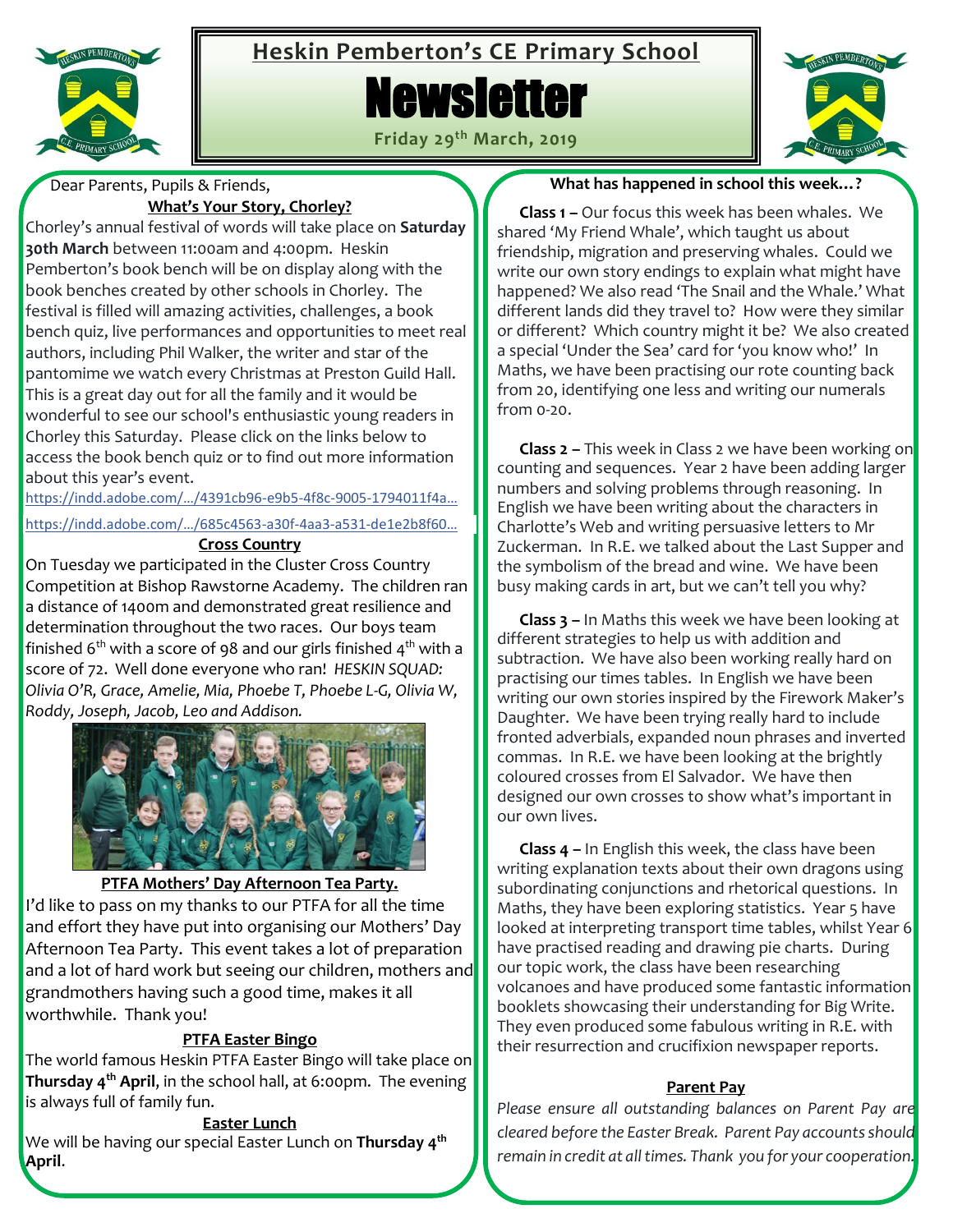# Heskin Pemberton's CE Primary School

# Newsletter

**Friday 29th March, 2019**

Dear Parents, Pupils & Friends,

## What's Your Story, Chorley?

Chorley's annual festival of words will take place on **Saturday 30th March** between 11:00am and 4:00pm. Heskin Pemberton's book bench will be on display along with the book benches created by other schools in Chorley. The festival is filled will amazing activities, challenges, a book bench quiz, live performances and opportunities to meet real authors, including Phil Walker, the writer and star of the pantomime we watch every Christmas at Preston Guild Hall. This is a great day out for all the family and it would be wonderful to see our school's enthusiastic young readers in Chorley this Saturday. Please click on the links below to access the book bench quiz or to find out more information about this year's event.

https://indd.adobe.com/.../4391cb96-e9b5-4f8c-9005-1794011f4a...

https://indd.adobe.com/.../685c4563-a30f-4aa3-a531-de1e2b8f60...

## Cross Country

On Tuesday we participated in the Cluster Cross Country Competition at Bishop Rawstorne Academy. The children ran a distance of 1400m and demonstrated great resilience and determination throughout the two races. Our boys team finished 6th with a score of 98 and our girls finished 4th with a score of 72. Well done everyone who ran! *HESKIN SQUAD: Olivia O'R, Grace, Amelie, Mia, Phoebe T, Phoebe L-G, Olivia W, Roddy, Joseph, Jacob, Leo and Addison.*

## PTFA Mothers' Day Afternoon Tea Party.

I'd like to pass on my thanks to our PTFA for all the time and effort they have put into organising our Mothers' Day Afternoon Tea Party. This event takes a lot of preparation and a lot of hard work but seeing our children, mothers and grandmothers having such a good time, makes it all worthwhile. Thank you!

## PTFA Easter Bingo

The world famous Heskin PTFA Easter Bingo will take place on **Thursday 4th April**, in the school hall, at 6:00pm. The evening is always full of family fun.

## Easter Lunch

We will be having our special Easter Lunch on **Thursday 4th April**.

## What has happened in school this week…?

**Class 1 –** Our focus this week has been whales. We shared 'My Friend Whale', which taught us about friendship, migration and preserving whales. Could we write our own story endings to explain what might have happened? We also read 'The Snail and the Whale.' What different lands did they travel to? How were they similar or different? Which country might it be? We also created a special 'Under the Sea' card for 'you know who!' In Maths, we have been practising our rote counting back from 20, identifying one less and writing our numerals from 0-20.

**Class 2 –** This week in Class 2 we have been working on counting and sequences. Year 2 have been adding larger numbers and solving problems through reasoning. In English we have been writing about the characters in Charlotte's Web and writing persuasive letters to Mr Zuckerman. In R.E. we talked about the Last Supper and the symbolism of the bread and wine. We have been busy making cards in art, but we can't tell you why?

**Class 3 –** In Maths this week we have been looking at different strategies to help us with addition and subtraction. We have also been working really hard on practising our times tables. In English we have been writing our own stories inspired by the Firework Maker's Daughter. We have been trying really hard to include fronted adverbials, expanded noun phrases and inverted commas. In R.E. we have been looking at the brightly coloured crosses from El Salvador. We have then designed our own crosses to show what's important in our own lives.

**Class 4 –** In English this week, the class have been writing explanation texts about their own dragons using subordinating conjunctions and rhetorical questions. In Maths, they have been exploring statistics. Year 5 have looked at interpreting transport time tables, whilst Year 6 have practised reading and drawing pie charts. During our topic work, the class have been researching volcanoes and have produced some fantastic information booklets showcasing their understanding for Big Write. They even produced some fabulous writing in R.E. with their resurrection and crucifixion newspaper reports.

## Parent Pay

*Please ensure all outstanding balances on Parent Pay are cleared before the Easter Break. Parent Pay accounts should remain in credit at all times. Thank you for your cooperation.*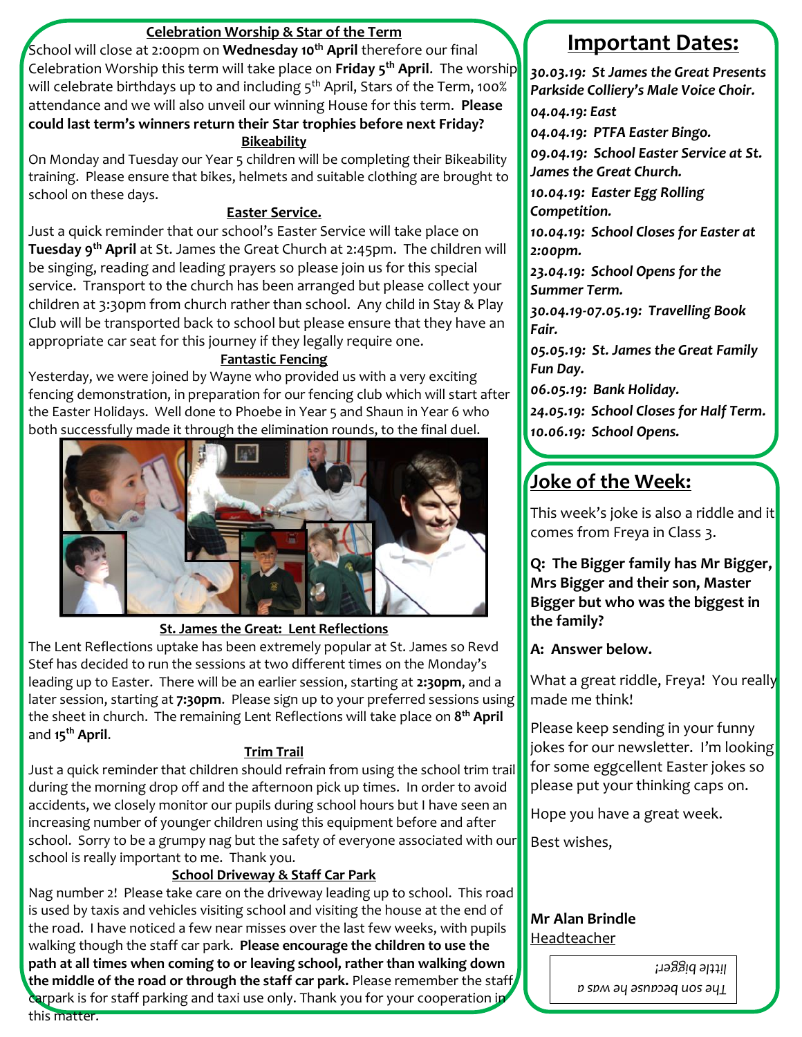## Celebration Worship & Star of the Term

School will close at 2:00pm on **Wednesday 10th April** therefore our final Celebration Worship this term will take place on **Friday 5th April**. The worship will celebrate birthdays up to and including 5th April, Stars of the Term, 100% attendance and we will also unveil our winning House for this term. **Please could last term's winners return their Star trophies before next Friday?**

## Bikeability

On Monday and Tuesday our Year 5 children will be completing their Bikeability training. Please ensure that bikes, helmets and suitable clothing are brought to school on these days.

## Easter Service.

Just a quick reminder that our school's Easter Service will take place on **Tuesday 9th April** at St. James the Great Church at 2:45pm. The children will be singing, reading and leading prayers so please join us for this special service. Transport to the church has been arranged but please collect your children at 3:30pm from church rather than school. Any child in Stay & Play Club will be transported back to school but please ensure that they have an appropriate car seat for this journey if they legally require one.

## Fantastic Fencing

Yesterday, we were joined by Wayne who provided us with a very exciting fencing demonstration, in preparation for our fencing club which will start after the Easter Holidays. Well done to Phoebe in Year 5 and Shaun in Year 6 who both successfully made it through the elimination rounds, to the final duel.

## St. James the Great: Lent Reflections

The Lent Reflections uptake has been extremely popular at St. James so Revd Stef has decided to run the sessions at two different times on the Monday's leading up to Easter. There will be an earlier session, starting at **2:30pm**, and a later session, starting at **7:30pm**. Please sign up to your preferred sessions using the sheet in church. The remaining Lent Reflections will take place on **8th April** and **15th April**.

## Trim Trail

Just a quick reminder that children should refrain from using the school trim trail during the morning drop off and the afternoon pick up times. In order to avoid accidents, we closely monitor our pupils during school hours but I have seen an increasing number of younger children using this equipment before and after school. Sorry to be a grumpy nag but the safety of everyone associated with our school is really important to me. Thank you.

## School Driveway & Staff Car Park

Nag number 2! Please take care on the driveway leading up to school. This road is used by taxis and vehicles visiting school and visiting the house at the end of the road. I have noticed a few near misses over the last few weeks, with pupils walking though the staff car park. **Please encourage the children to use the path at all times when coming to or leaving school, rather than walking down the middle of the road or through the staff car park.** Please remember the staff carpark is for staff parking and taxi use only. Thank you for your cooperation in this matter.

## Important Dates:

***30.03.19: St James the Great Presents Parkside Colliery's Male Voice Choir.***

***04.04.19: East***

***04.04.19: PTFA Easter Bingo.***

***09.04.19: School Easter Service at St. James the Great Church.***

***10.04.19: Easter Egg Rolling Competition.***

***10.04.19: School Closes for Easter at 2:00pm.***

***23.04.19: School Opens for the Summer Term.***

***30.04.19-07.05.19: Travelling Book Fair.***

***05.05.19: St. James the Great Family Fun Day.***

***06.05.19: Bank Holiday.***

***24.05.19: School Closes for Half Term.***

***10.06.19: School Opens.***

## Joke of the Week:

This week's joke is also a riddle and it comes from Freya in Class 3.

**Q: The Bigger family has Mr Bigger, Mrs Bigger and their son, Master Bigger but who was the biggest in the family?**

**A: Answer below.**

What a great riddle, Freya! You really made me think!

Please keep sending in your funny jokes for our newsletter. I'm looking for some eggcellent Easter jokes so please put your thinking caps on.

Hope you have a great week.

Best wishes,

**Mr Alan Brindle**
Headteacher

*The son because he was a little bigger!*